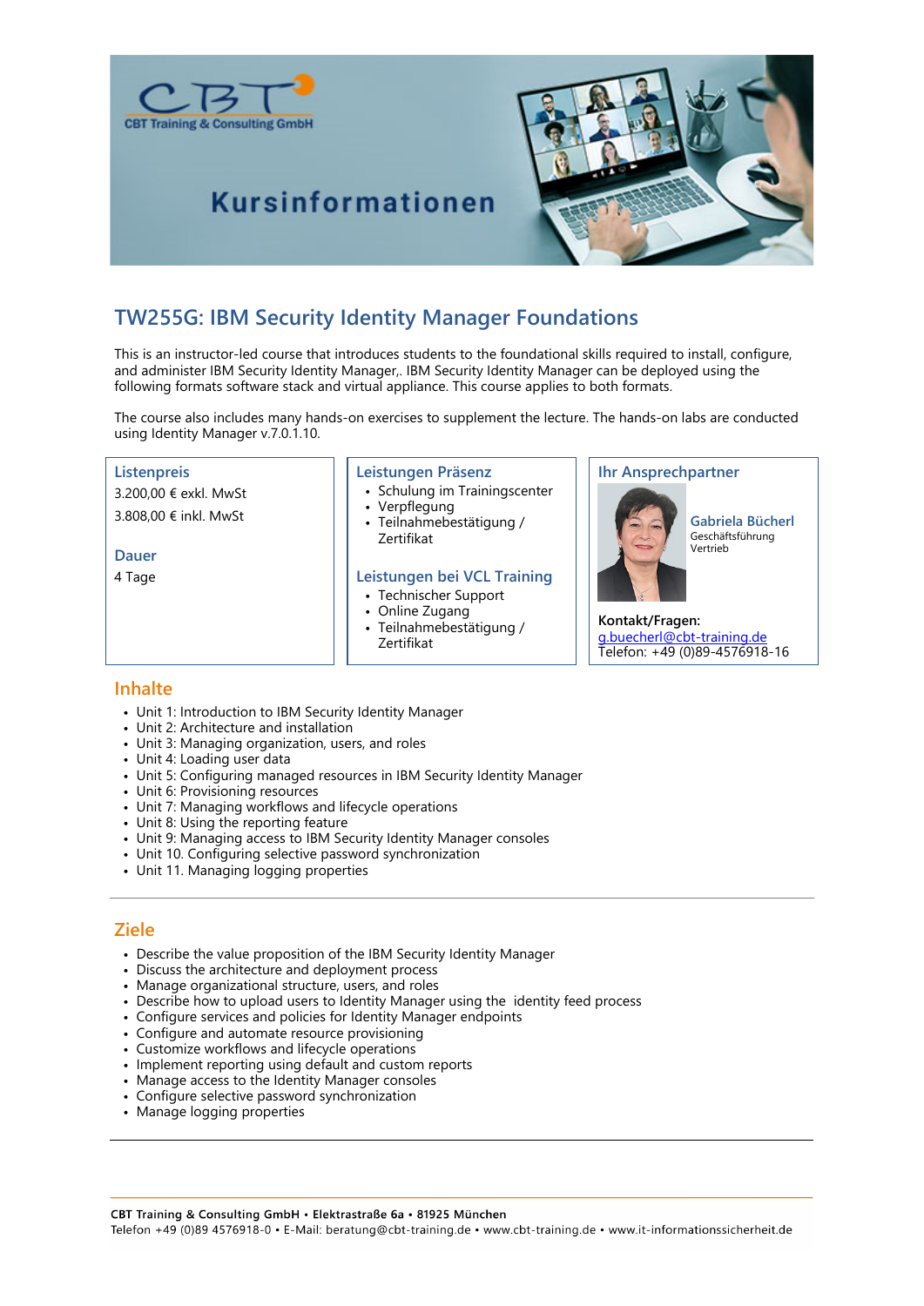# Kursinformationen

## TW255G: IBM Security Identity Manager Foundations

This is an instructor-led course that introduces students to the foundational skills required to install, configure, and administer IBM Security Identity Manager,. IBM Security Identity Manager can be deployed using the following formats software stack and virtual appliance. This course applies to both formats.

The course also includes many hands-on exercises to supplement the lecture. The hands-on labs are conducted using Identity Manager v.7.0.1.10.

### Listenpreis

3.200,00 € exkl. MwSt

3.808,00 € inkl. MwSt

### Dauer

4 Tage

### Leistungen Präsenz

- Schulung im Trainingscenter
- Verpflegung
- Teilnahmebestätigung / Zertifikat

### Leistungen bei VCL Training

- Technischer Support
- Online Zugang
- Teilnahmebestätigung / Zertifikat

### Ihr Ansprechpartner

**Gabriela Bücherl**
Geschäftsführung Vertrieb

**Kontakt/Fragen:**
g.buecherl@cbt-training.de
Telefon: +49 (0)89-4576918-16

## Inhalte

- Unit 1: Introduction to IBM Security Identity Manager
- Unit 2: Architecture and installation
- Unit 3: Managing organization, users, and roles
- Unit 4: Loading user data
- Unit 5: Configuring managed resources in IBM Security Identity Manager
- Unit 6: Provisioning resources
- Unit 7: Managing workflows and lifecycle operations
- Unit 8: Using the reporting feature
- Unit 9: Managing access to IBM Security Identity Manager consoles
- Unit 10. Configuring selective password synchronization
- Unit 11. Managing logging properties

## Ziele

- Describe the value proposition of the IBM Security Identity Manager
- Discuss the architecture and deployment process
- Manage organizational structure, users, and roles
- Describe how to upload users to Identity Manager using the identity feed process
- Configure services and policies for Identity Manager endpoints
- Configure and automate resource provisioning
- Customize workflows and lifecycle operations
- Implement reporting using default and custom reports
- Manage access to the Identity Manager consoles
- Configure selective password synchronization
- Manage logging properties

**CBT Training & Consulting GmbH • Elektrastraße 6a • 81925 München**
Telefon +49 (0)89 4576918-0 • E-Mail: beratung@cbt-training.de • www.cbt-training.de • www.it-informationssicherheit.de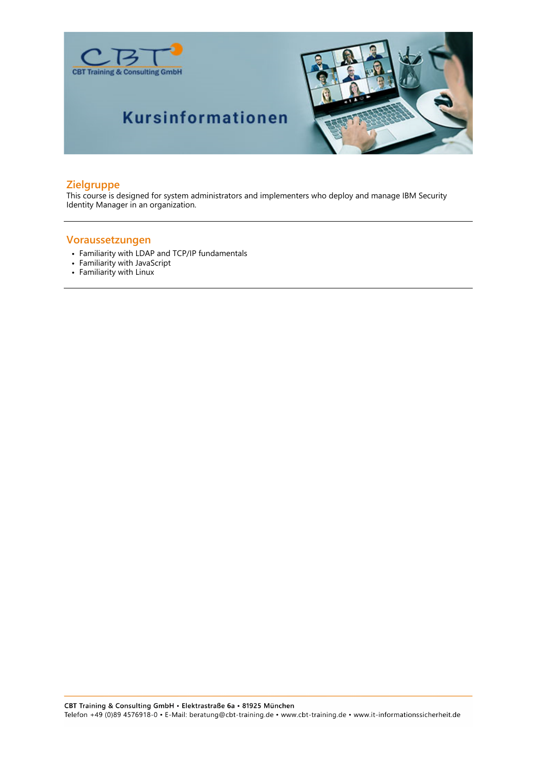## Zielgruppe

This course is designed for system administrators and implementers who deploy and manage IBM Security Identity Manager in an organization.

## Voraussetzungen

- Familiarity with LDAP and TCP/IP fundamentals
- Familiarity with JavaScript
- Familiarity with Linux